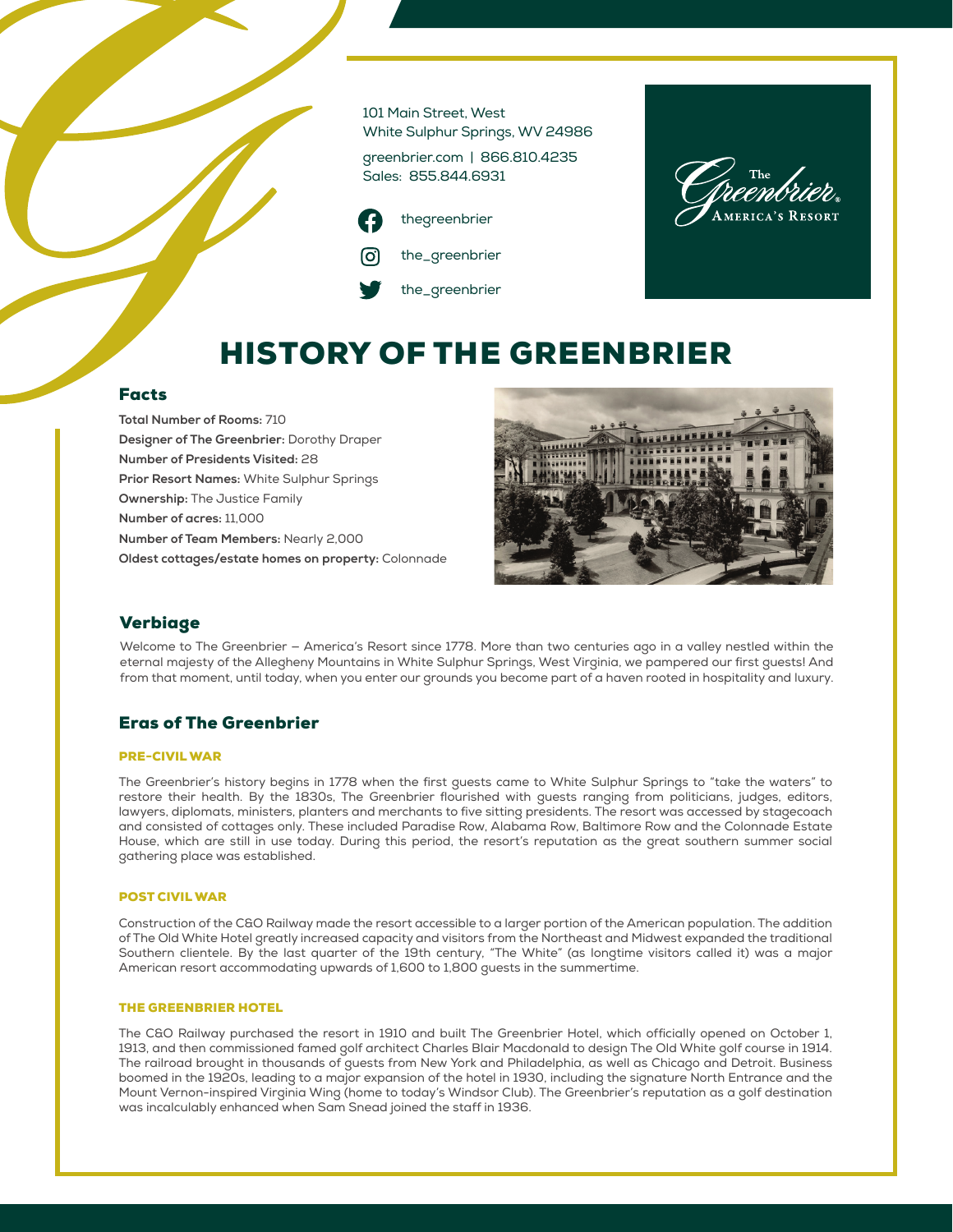101 Main Street, West
White Sulphur Springs, WV 24986

greenbrier.com | 866.810.4235
Sales: 855.844.6931

thegreenbrier

the_greenbrier

the_greenbrier

# HISTORY OF THE GREENBRIER

## Facts

**Total Number of Rooms:** 710
**Designer of The Greenbrier:** Dorothy Draper
**Number of Presidents Visited:** 28
**Prior Resort Names:** White Sulphur Springs
**Ownership:** The Justice Family
**Number of acres:** 11,000
**Number of Team Members:** Nearly 2,000
**Oldest cottages/estate homes on property:** Colonnade

## Verbiage

Welcome to The Greenbrier – America's Resort since 1778. More than two centuries ago in a valley nestled within the eternal majesty of the Allegheny Mountains in White Sulphur Springs, West Virginia, we pampered our first guests! And from that moment, until today, when you enter our grounds you become part of a haven rooted in hospitality and luxury.

## Eras of The Greenbrier

### PRE-CIVIL WAR

The Greenbrier's history begins in 1778 when the first guests came to White Sulphur Springs to "take the waters" to restore their health. By the 1830s, The Greenbrier flourished with guests ranging from politicians, judges, editors, lawyers, diplomats, ministers, planters and merchants to five sitting presidents. The resort was accessed by stagecoach and consisted of cottages only. These included Paradise Row, Alabama Row, Baltimore Row and the Colonnade Estate House, which are still in use today. During this period, the resort's reputation as the great southern summer social gathering place was established.

### POST CIVIL WAR

Construction of the C&O Railway made the resort accessible to a larger portion of the American population. The addition of The Old White Hotel greatly increased capacity and visitors from the Northeast and Midwest expanded the traditional Southern clientele. By the last quarter of the 19th century, "The White" (as longtime visitors called it) was a major American resort accommodating upwards of 1,600 to 1,800 guests in the summertime.

### THE GREENBRIER HOTEL

The C&O Railway purchased the resort in 1910 and built The Greenbrier Hotel, which officially opened on October 1, 1913, and then commissioned famed golf architect Charles Blair Macdonald to design The Old White golf course in 1914. The railroad brought in thousands of guests from New York and Philadelphia, as well as Chicago and Detroit. Business boomed in the 1920s, leading to a major expansion of the hotel in 1930, including the signature North Entrance and the Mount Vernon-inspired Virginia Wing (home to today's Windsor Club). The Greenbrier's reputation as a golf destination was incalculably enhanced when Sam Snead joined the staff in 1936.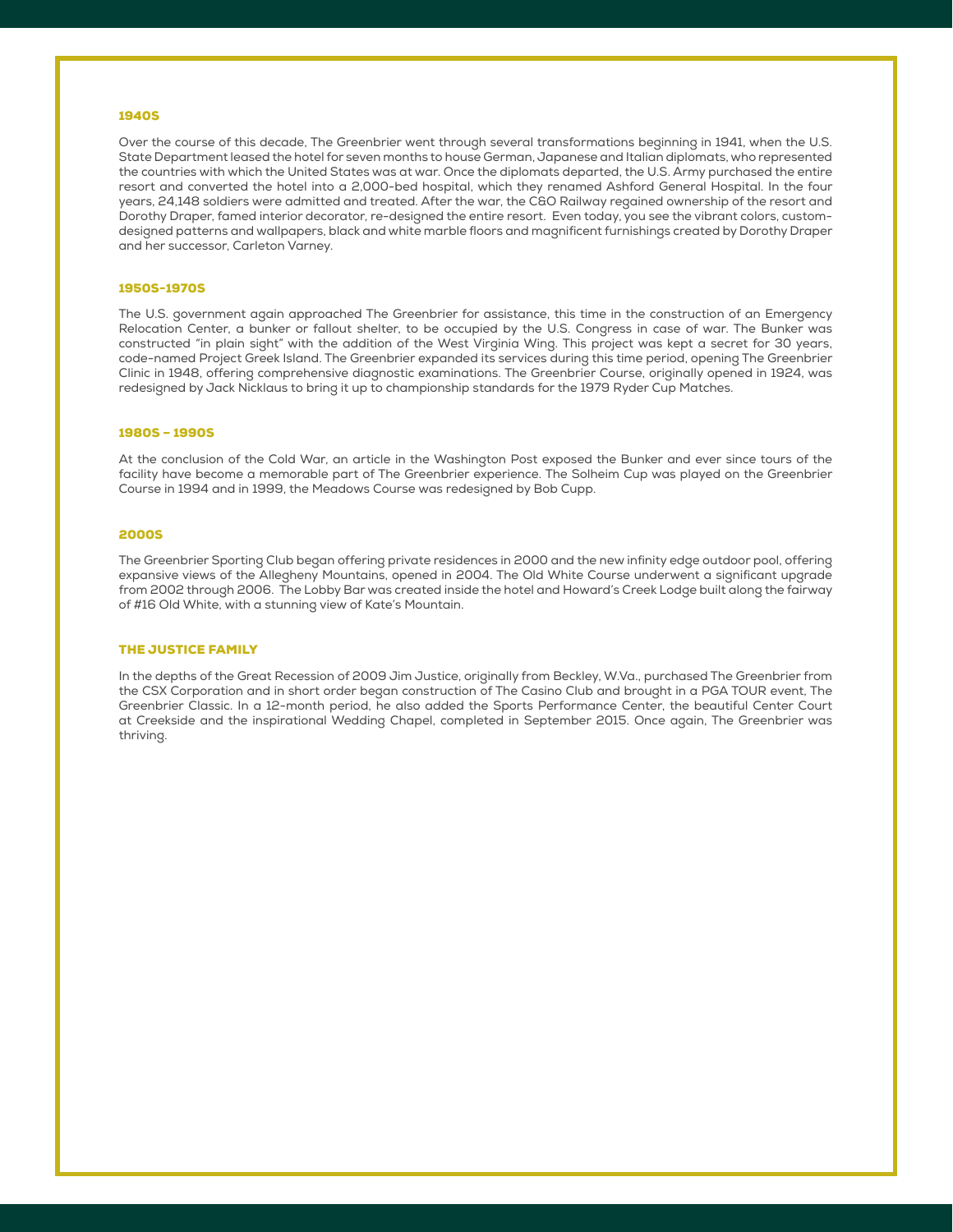## 1940S

Over the course of this decade, The Greenbrier went through several transformations beginning in 1941, when the U.S. State Department leased the hotel for seven months to house German, Japanese and Italian diplomats, who represented the countries with which the United States was at war. Once the diplomats departed, the U.S. Army purchased the entire resort and converted the hotel into a 2,000-bed hospital, which they renamed Ashford General Hospital. In the four years, 24,148 soldiers were admitted and treated. After the war, the C&O Railway regained ownership of the resort and Dorothy Draper, famed interior decorator, re-designed the entire resort. Even today, you see the vibrant colors, custom-designed patterns and wallpapers, black and white marble floors and magnificent furnishings created by Dorothy Draper and her successor, Carleton Varney.

## 1950S-1970S

The U.S. government again approached The Greenbrier for assistance, this time in the construction of an Emergency Relocation Center, a bunker or fallout shelter, to be occupied by the U.S. Congress in case of war. The Bunker was constructed "in plain sight" with the addition of the West Virginia Wing. This project was kept a secret for 30 years, code-named Project Greek Island. The Greenbrier expanded its services during this time period, opening The Greenbrier Clinic in 1948, offering comprehensive diagnostic examinations. The Greenbrier Course, originally opened in 1924, was redesigned by Jack Nicklaus to bring it up to championship standards for the 1979 Ryder Cup Matches.

## 1980S – 1990S

At the conclusion of the Cold War, an article in the Washington Post exposed the Bunker and ever since tours of the facility have become a memorable part of The Greenbrier experience. The Solheim Cup was played on the Greenbrier Course in 1994 and in 1999, the Meadows Course was redesigned by Bob Cupp.

## 2000S

The Greenbrier Sporting Club began offering private residences in 2000 and the new infinity edge outdoor pool, offering expansive views of the Allegheny Mountains, opened in 2004. The Old White Course underwent a significant upgrade from 2002 through 2006. The Lobby Bar was created inside the hotel and Howard's Creek Lodge built along the fairway of #16 Old White, with a stunning view of Kate's Mountain.

## THE JUSTICE FAMILY

In the depths of the Great Recession of 2009 Jim Justice, originally from Beckley, W.Va., purchased The Greenbrier from the CSX Corporation and in short order began construction of The Casino Club and brought in a PGA TOUR event, The Greenbrier Classic. In a 12-month period, he also added the Sports Performance Center, the beautiful Center Court at Creekside and the inspirational Wedding Chapel, completed in September 2015. Once again, The Greenbrier was thriving.